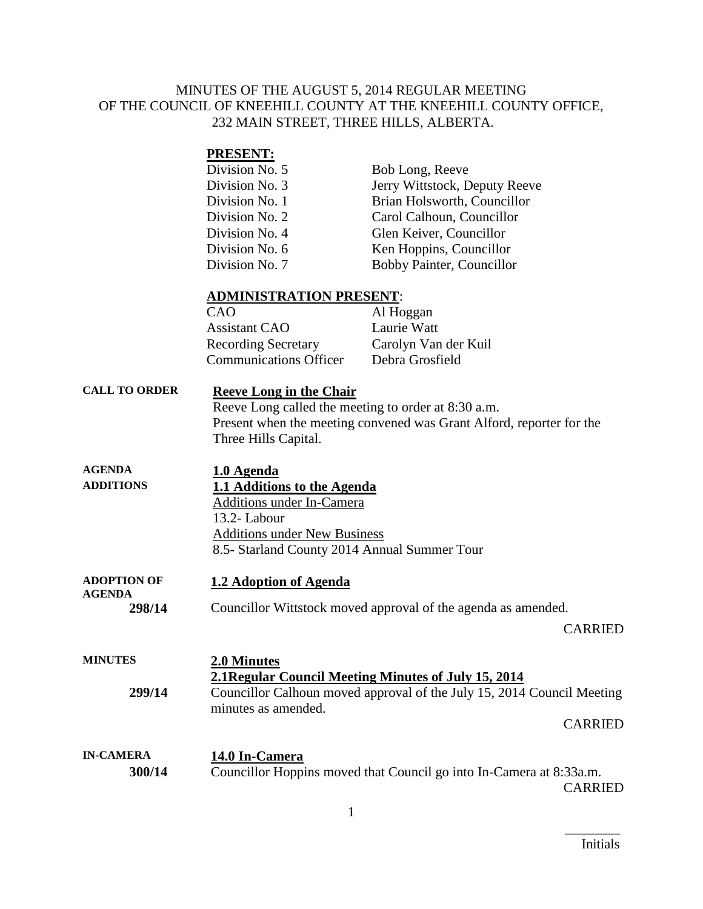MINUTES OF THE AUGUST 5, 2014 REGULAR MEETING OF THE COUNCIL OF KNEEHILL COUNTY AT THE KNEEHILL COUNTY OFFICE, 232 MAIN STREET, THREE HILLS, ALBERTA.

**PRESENT:**

| | |
|---|---|
| Division No. 5 | Bob Long, Reeve |
| Division No. 3 | Jerry Wittstock, Deputy Reeve |
| Division No. 1 | Brian Holsworth, Councillor |
| Division No. 2 | Carol Calhoun, Councillor |
| Division No. 4 | Glen Keiver, Councillor |
| Division No. 6 | Ken Hoppins, Councillor |
| Division No. 7 | Bobby Painter, Councillor |

**ADMINISTRATION PRESENT:**

| | |
|---|---|
| CAO | Al Hoggan |
| Assistant CAO | Laurie Watt |
| Recording Secretary | Carolyn Van der Kuil |
| Communications Officer | Debra Grosfield |

**CALL TO ORDER**

**Reeve Long in the Chair**

Reeve Long called the meeting to order at 8:30 a.m.
Present when the meeting convened was Grant Alford, reporter for the Three Hills Capital.

**AGENDA ADDITIONS**

**1.0 Agenda**

**1.1 Additions to the Agenda**

Additions under In-Camera
13.2- Labour
Additions under New Business
8.5- Starland County 2014 Annual Summer Tour

**ADOPTION OF AGENDA**

**1.2 Adoption of Agenda**

**298/14** Councillor Wittstock moved approval of the agenda as amended.

CARRIED

**MINUTES**

**2.0 Minutes**

**2.1Regular Council Meeting Minutes of July 15, 2014**

**299/14** Councillor Calhoun moved approval of the July 15, 2014 Council Meeting minutes as amended.

CARRIED

**IN-CAMERA**

**14.0 In-Camera**

**300/14** Councillor Hoppins moved that Council go into In-Camera at 8:33a.m.

CARRIED

________
Initials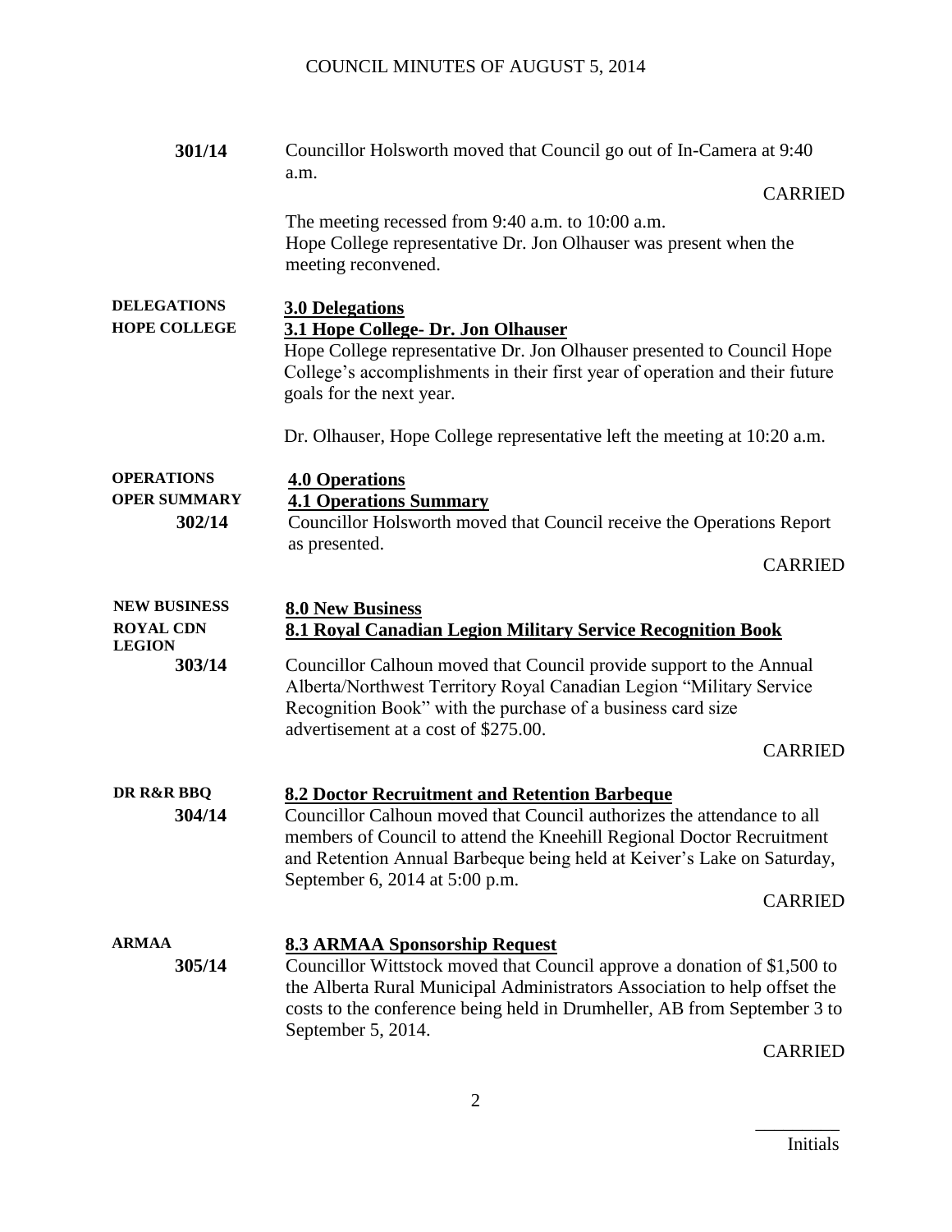| | |
|---|---|
| **301/14** | Councillor Holsworth moved that Council go out of In-Camera at 9:40 a.m. CARRIED |
| | The meeting recessed from 9:40 a.m. to 10:00 a.m. Hope College representative Dr. Jon Olhauser was present when the meeting reconvened. |

**DELEGATIONS**

## 3.0 Delegations

**HOPE COLLEGE**

### 3.1 Hope College- Dr. Jon Olhauser

Hope College representative Dr. Jon Olhauser presented to Council Hope College's accomplishments in their first year of operation and their future goals for the next year.

Dr. Olhauser, Hope College representative left the meeting at 10:20 a.m.

**OPERATIONS**

## 4.0 Operations

**OPER SUMMARY**

### 4.1 Operations Summary

**302/14** Councillor Holsworth moved that Council receive the Operations Report as presented.

CARRIED

**NEW BUSINESS**

## 8.0 New Business

**ROYAL CDN LEGION**

### 8.1 Royal Canadian Legion Military Service Recognition Book

**303/14** Councillor Calhoun moved that Council provide support to the Annual Alberta/Northwest Territory Royal Canadian Legion "Military Service Recognition Book" with the purchase of a business card size advertisement at a cost of $275.00.

CARRIED

**DR R&R BBQ**

### 8.2 Doctor Recruitment and Retention Barbeque

**304/14** Councillor Calhoun moved that Council authorizes the attendance to all members of Council to attend the Kneehill Regional Doctor Recruitment and Retention Annual Barbeque being held at Keiver's Lake on Saturday, September 6, 2014 at 5:00 p.m.

CARRIED

**ARMAA**

### 8.3 ARMAA Sponsorship Request

**305/14** Councillor Wittstock moved that Council approve a donation of $1,500 to the Alberta Rural Municipal Administrators Association to help offset the costs to the conference being held in Drumheller, AB from September 3 to September 5, 2014.

CARRIED

_________
Initials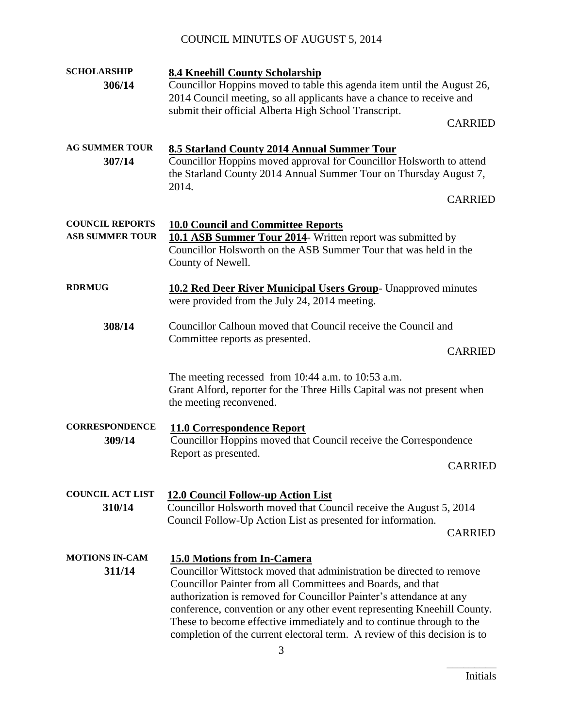**SCHOLARSHIP**
**306/14**

**8.4 Kneehill County Scholarship**

Councillor Hoppins moved to table this agenda item until the August 26, 2014 Council meeting, so all applicants have a chance to receive and submit their official Alberta High School Transcript.

CARRIED

**AG SUMMER TOUR**
**307/14**

**8.5 Starland County 2014 Annual Summer Tour**

Councillor Hoppins moved approval for Councillor Holsworth to attend the Starland County 2014 Annual Summer Tour on Thursday August 7, 2014.

CARRIED

**COUNCIL REPORTS**
**ASB SUMMER TOUR**

**10.0 Council and Committee Reports**

**10.1 ASB Summer Tour 2014**- Written report was submitted by Councillor Holsworth on the ASB Summer Tour that was held in the County of Newell.

**RDRMUG**

**10.2 Red Deer River Municipal Users Group**- Unapproved minutes were provided from the July 24, 2014 meeting.

**308/14**

Councillor Calhoun moved that Council receive the Council and Committee reports as presented.

CARRIED

The meeting recessed from 10:44 a.m. to 10:53 a.m.
Grant Alford, reporter for the Three Hills Capital was not present when the meeting reconvened.

**CORRESPONDENCE**
**309/14**

**11.0 Correspondence Report**

Councillor Hoppins moved that Council receive the Correspondence Report as presented.

CARRIED

**COUNCIL ACT LIST**
**310/14**

**12.0 Council Follow-up Action List**

Councillor Holsworth moved that Council receive the August 5, 2014 Council Follow-Up Action List as presented for information.

CARRIED

**MOTIONS IN-CAM**
**311/14**

**15.0 Motions from In-Camera**

Councillor Wittstock moved that administration be directed to remove Councillor Painter from all Committees and Boards, and that authorization is removed for Councillor Painter's attendance at any conference, convention or any other event representing Kneehill County. These to become effective immediately and to continue through to the completion of the current electoral term. A review of this decision is to

\_\_\_\_\_\_\_\_\_
Initials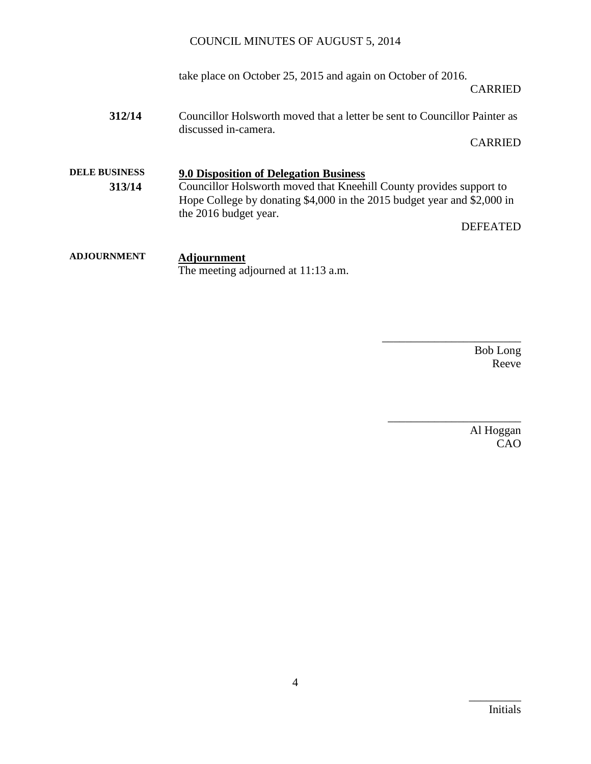take place on October 25, 2015 and again on October of 2016.

CARRIED

**312/14** Councillor Holsworth moved that a letter be sent to Councillor Painter as discussed in-camera.

CARRIED

**DELE BUSINESS**

**9.0 Disposition of Delegation Business**

**313/14** Councillor Holsworth moved that Kneehill County provides support to Hope College by donating $4,000 in the 2015 budget year and $2,000 in the 2016 budget year.

DEFEATED

**ADJOURNMENT**

**Adjournment**

The meeting adjourned at 11:13 a.m.

\_\_\_\_\_\_\_\_\_\_\_\_\_\_\_\_\_\_\_\_\_\_\_\_

Bob Long
Reeve

\_\_\_\_\_\_\_\_\_\_\_\_\_\_\_\_\_\_\_\_\_\_\_\_

Al Hoggan
CAO

\_\_\_\_\_\_\_\_\_

Initials